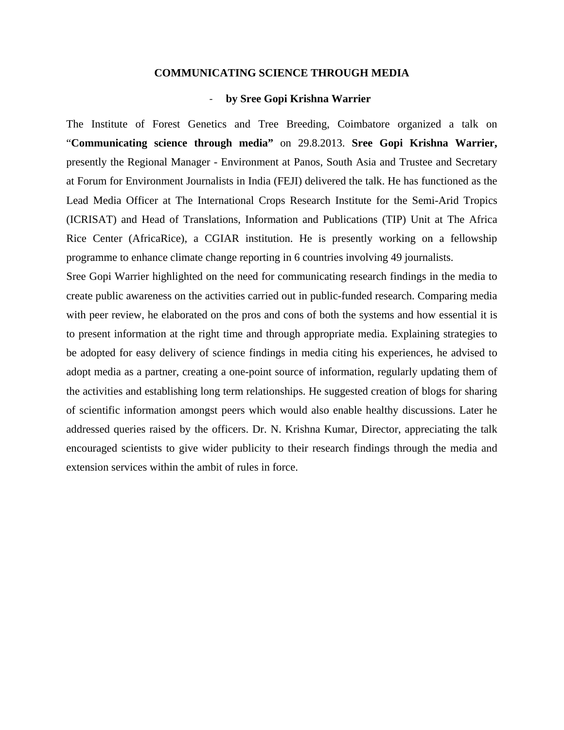# COMMUNICATING SCIENCE THROUGH MEDIA

- **by Sree Gopi Krishna Warrier**

The Institute of Forest Genetics and Tree Breeding, Coimbatore organized a talk on "**Communicating science through media"** on 29.8.2013. **Sree Gopi Krishna Warrier,** presently the Regional Manager - Environment at Panos, South Asia and Trustee and Secretary at Forum for Environment Journalists in India (FEJI) delivered the talk. He has functioned as the Lead Media Officer at The International Crops Research Institute for the Semi-Arid Tropics (ICRISAT) and Head of Translations, Information and Publications (TIP) Unit at The Africa Rice Center (AfricaRice), a CGIAR institution. He is presently working on a fellowship programme to enhance climate change reporting in 6 countries involving 49 journalists.

Sree Gopi Warrier highlighted on the need for communicating research findings in the media to create public awareness on the activities carried out in public-funded research. Comparing media with peer review, he elaborated on the pros and cons of both the systems and how essential it is to present information at the right time and through appropriate media. Explaining strategies to be adopted for easy delivery of science findings in media citing his experiences, he advised to adopt media as a partner, creating a one-point source of information, regularly updating them of the activities and establishing long term relationships. He suggested creation of blogs for sharing of scientific information amongst peers which would also enable healthy discussions. Later he addressed queries raised by the officers. Dr. N. Krishna Kumar, Director, appreciating the talk encouraged scientists to give wider publicity to their research findings through the media and extension services within the ambit of rules in force.